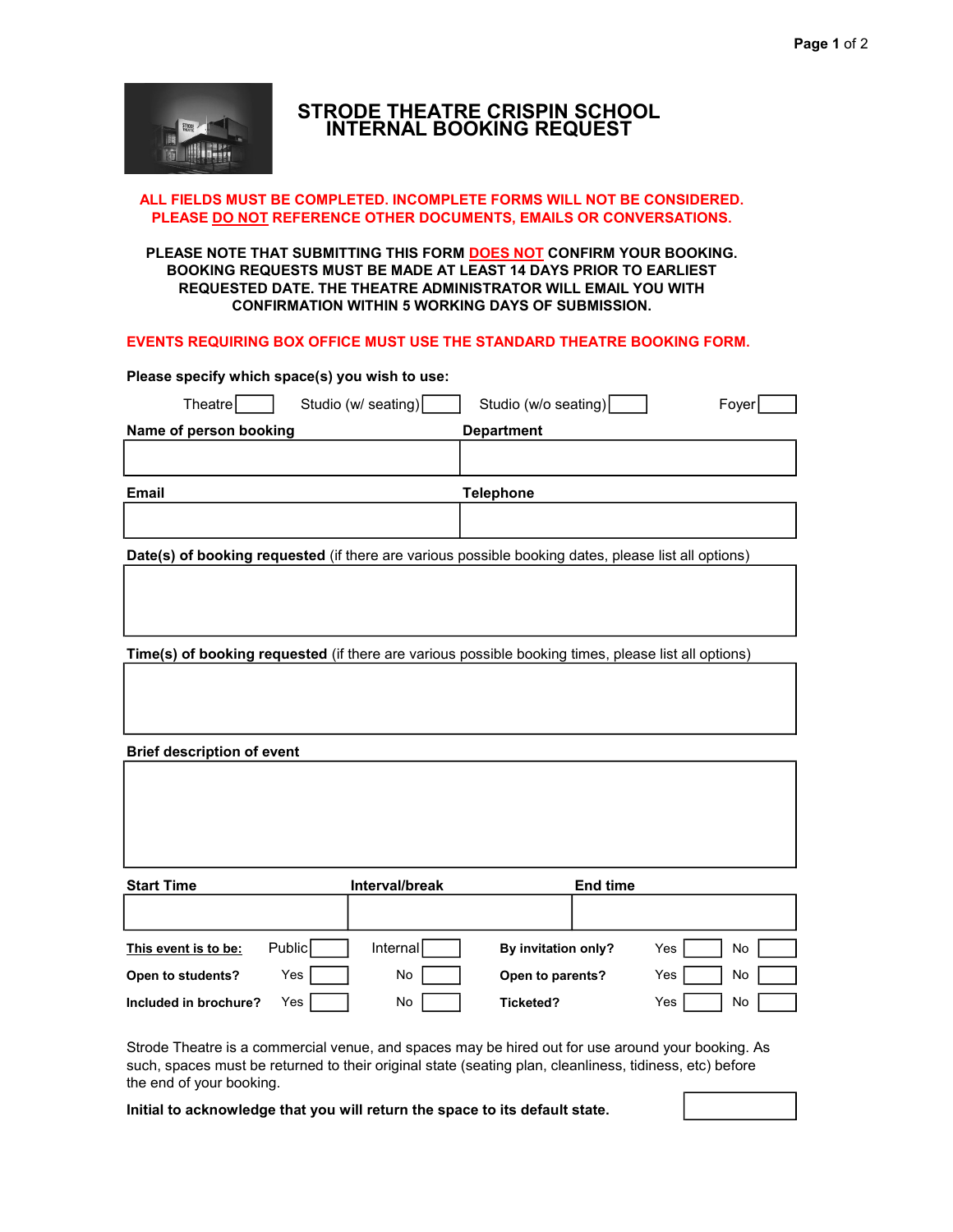# STRODE THEATRE CRISPIN SCHOOL
# INTERNAL BOOKING REQUEST

**ALL FIELDS MUST BE COMPLETED. INCOMPLETE FORMS WILL NOT BE CONSIDERED.**
**PLEASE DO NOT REFERENCE OTHER DOCUMENTS, EMAILS OR CONVERSATIONS.**

**PLEASE NOTE THAT SUBMITTING THIS FORM DOES NOT CONFIRM YOUR BOOKING. BOOKING REQUESTS MUST BE MADE AT LEAST 14 DAYS PRIOR TO EARLIEST REQUESTED DATE. THE THEATRE ADMINISTRATOR WILL EMAIL YOU WITH CONFIRMATION WITHIN 5 WORKING DAYS OF SUBMISSION.**

**EVENTS REQUIRING BOX OFFICE MUST USE THE STANDARD THEATRE BOOKING FORM.**

**Please specify which space(s) you wish to use:**

Theatre [ ] Studio (w/ seating) [ ] Studio (w/o seating) [ ] Foyer [ ]

| **Name of person booking** | **Department** |
|---|---|
| | |

| **Email** | **Telephone** |
|---|---|
| | |

**Date(s) of booking requested** (if there are various possible booking dates, please list all options)

**Time(s) of booking requested** (if there are various possible booking times, please list all options)

**Brief description of event**

| **Start Time** | **Interval/break** | **End time** |
|---|---|---|
| | | |

| | | | | | |
|---|---|---|---|---|---|
| **This event is to be:** | Public [ ] | Internal [ ] | **By invitation only?** | Yes [ ] | No [ ] |
| **Open to students?** | Yes [ ] | No [ ] | **Open to parents?** | Yes [ ] | No [ ] |
| **Included in brochure?** | Yes [ ] | No [ ] | **Ticketed?** | Yes [ ] | No [ ] |

Strode Theatre is a commercial venue, and spaces may be hired out for use around your booking. As such, spaces must be returned to their original state (seating plan, cleanliness, tidiness, etc) before the end of your booking.

**Initial to acknowledge that you will return the space to its default state.** [ ]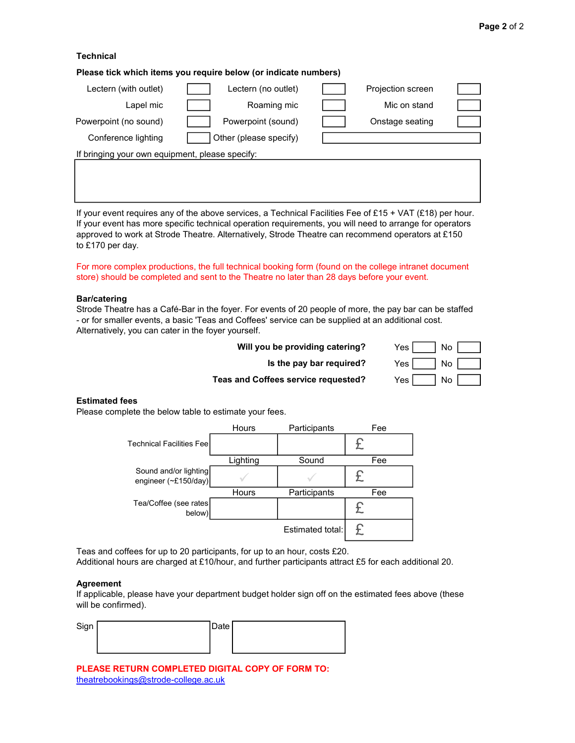## Technical

**Please tick which items you require below (or indicate numbers)**

| | | | | | |
|---|---|---|---|---|---|
| Lectern (with outlet) | | Lectern (no outlet) | | Projection screen | |
| Lapel mic | | Roaming mic | | Mic on stand | |
| Powerpoint (no sound) | | Powerpoint (sound) | | Onstage seating | |
| Conference lighting | | Other (please specify) | | | |

If bringing your own equipment, please specify:

If your event requires any of the above services, a Technical Facilities Fee of £15 + VAT (£18) per hour. If your event has more specific technical operation requirements, you will need to arrange for operators approved to work at Strode Theatre. Alternatively, Strode Theatre can recommend operators at £150 to £170 per day.

For more complex productions, the full technical booking form (found on the college intranet document store) should be completed and sent to the Theatre no later than 28 days before your event.

**Bar/catering**

Strode Theatre has a Café-Bar in the foyer. For events of 20 people of more, the pay bar can be staffed - or for smaller events, a basic 'Teas and Coffees' service can be supplied at an additional cost. Alternatively, you can cater in the foyer yourself.

| | | |
|---|---|---|
| **Will you be providing catering?** | Yes | No |
| **Is the pay bar required?** | Yes | No |
| **Teas and Coffees service requested?** | Yes | No |

**Estimated fees**

Please complete the below table to estimate your fees.

| | Hours | Participants | Fee |
|---|---|---|---|
| Technical Facilities Fee | | | £ |
| | Lighting | Sound | Fee |
| Sound and/or lighting engineer (~£150/day) | ✓ | ✓ | £ |
| | Hours | Participants | Fee |
| Tea/Coffee (see rates below) | | | £ |
| | | Estimated total: | £ |

Teas and coffees for up to 20 participants, for up to an hour, costs £20.
Additional hours are charged at £10/hour, and further participants attract £5 for each additional 20.

**Agreement**

If applicable, please have your department budget holder sign off on the estimated fees above (these will be confirmed).

| | | | |
|---|---|---|---|
| Sign | | Date | |

**PLEASE RETURN COMPLETED DIGITAL COPY OF FORM TO:**
theatrebookings@strode-college.ac.uk